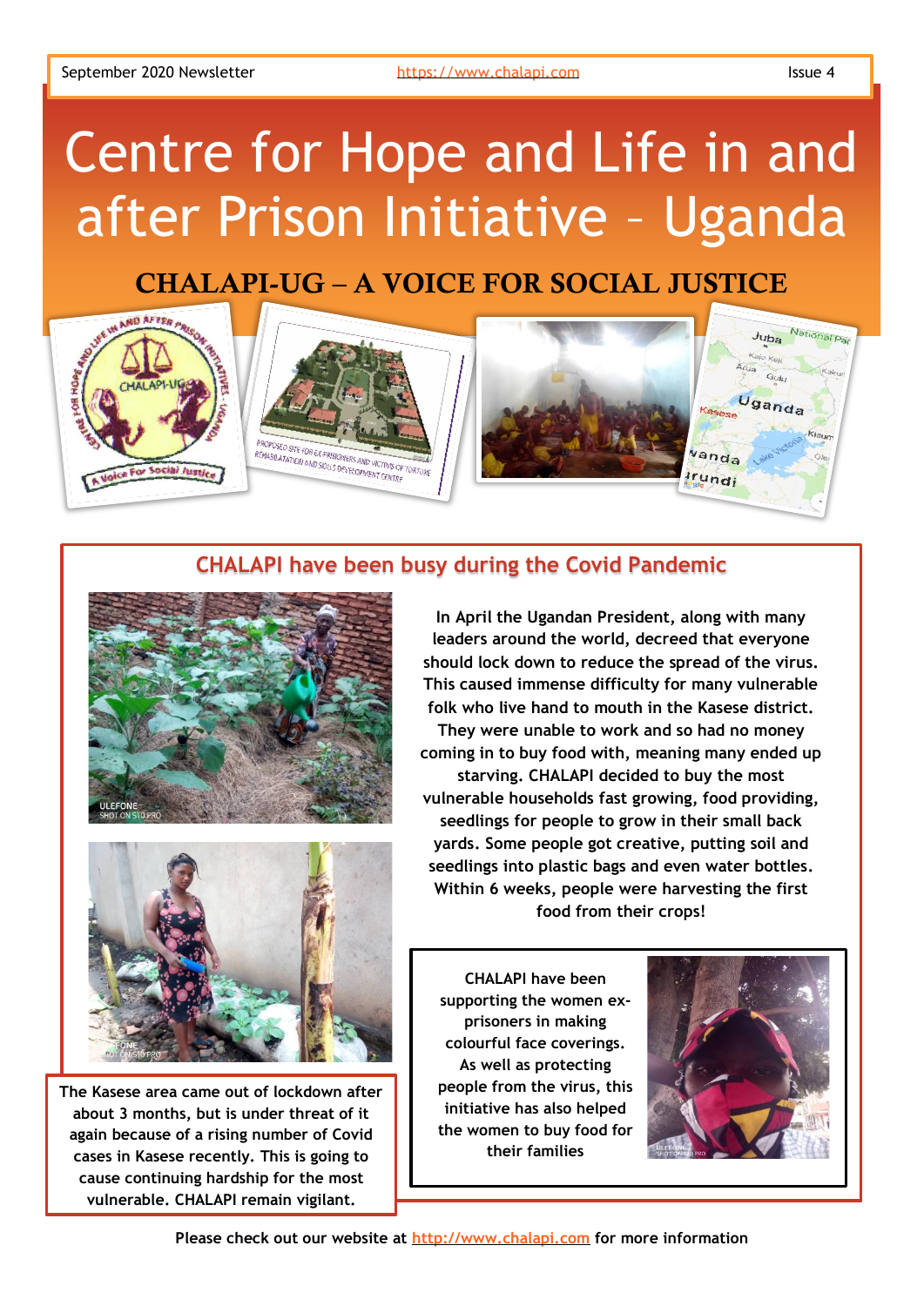September 2020 Newsletter https://www.chalapi.com Issue 4

# Centre for Hope and Life in and after Prison Initiative – Uganda

## CHALAPI-UG – A VOICE FOR SOCIAL JUSTICE

## CHALAPI have been busy during the Covid Pandemic

In April the Ugandan President, along with many leaders around the world, decreed that everyone should lock down to reduce the spread of the virus. This caused immense difficulty for many vulnerable folk who live hand to mouth in the Kasese district. They were unable to work and so had no money coming in to buy food with, meaning many ended up starving. CHALAPI decided to buy the most vulnerable households fast growing, food providing, seedlings for people to grow in their small back yards. Some people got creative, putting soil and seedlings into plastic bags and even water bottles. Within 6 weeks, people were harvesting the first food from their crops!

The Kasese area came out of lockdown after about 3 months, but is under threat of it again because of a rising number of Covid cases in Kasese recently. This is going to cause continuing hardship for the most vulnerable. CHALAPI remain vigilant.

CHALAPI have been supporting the women ex-prisoners in making colourful face coverings. As well as protecting people from the virus, this initiative has also helped the women to buy food for their families

Please check out our website at http://www.chalapi.com for more information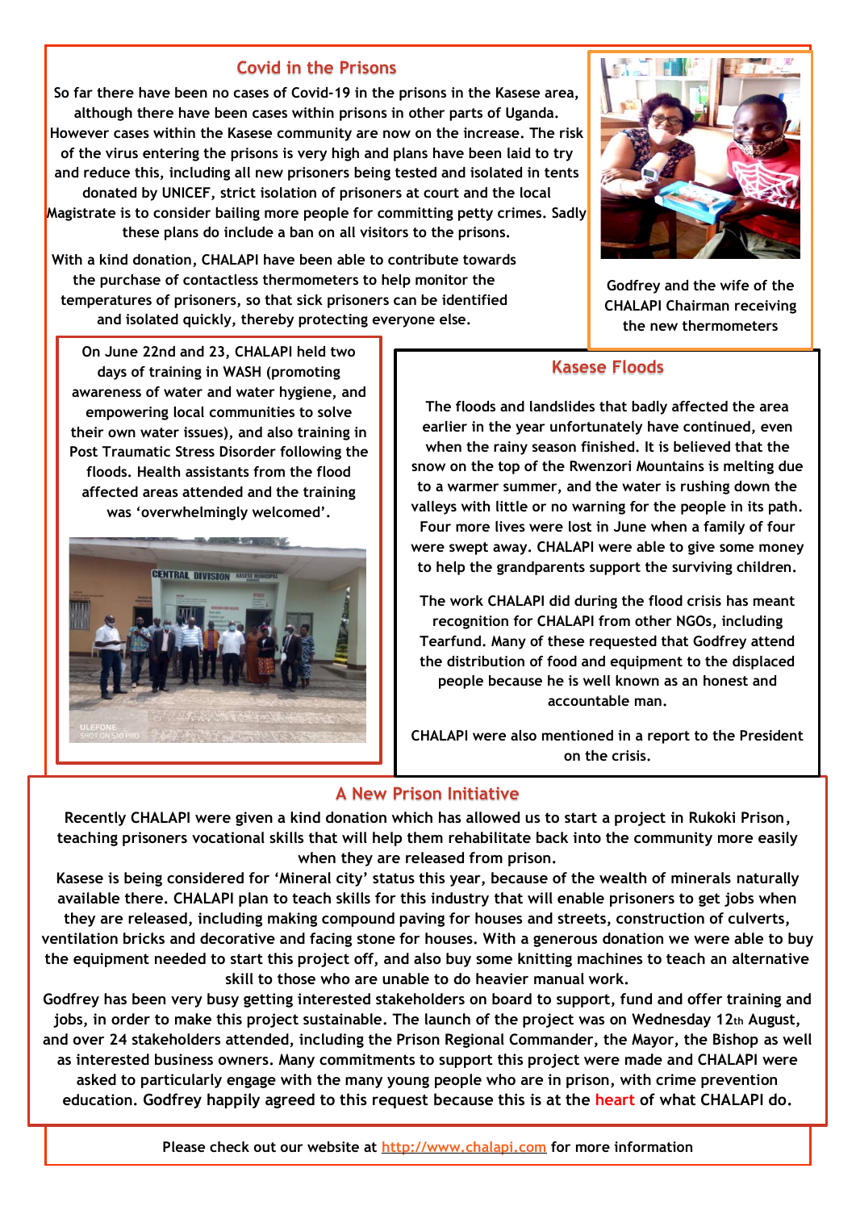## Covid in the Prisons

So far there have been no cases of Covid-19 in the prisons in the Kasese area, although there have been cases within prisons in other parts of Uganda. However cases within the Kasese community are now on the increase. The risk of the virus entering the prisons is very high and plans have been laid to try and reduce this, including all new prisoners being tested and isolated in tents donated by UNICEF, strict isolation of prisoners at court and the local Magistrate is to consider bailing more people for committing petty crimes. Sadly these plans do include a ban on all visitors to the prisons.

With a kind donation, CHALAPI have been able to contribute towards the purchase of contactless thermometers to help monitor the temperatures of prisoners, so that sick prisoners can be identified and isolated quickly, thereby protecting everyone else.

Godfrey and the wife of the CHALAPI Chairman receiving the new thermometers

On June 22nd and 23, CHALAPI held two days of training in WASH (promoting awareness of water and water hygiene, and empowering local communities to solve their own water issues), and also training in Post Traumatic Stress Disorder following the floods. Health assistants from the flood affected areas attended and the training was 'overwhelmingly welcomed'.

## Kasese Floods

The floods and landslides that badly affected the area earlier in the year unfortunately have continued, even when the rainy season finished. It is believed that the snow on the top of the Rwenzori Mountains is melting due to a warmer summer, and the water is rushing down the valleys with little or no warning for the people in its path. Four more lives were lost in June when a family of four were swept away. CHALAPI were able to give some money to help the grandparents support the surviving children.

The work CHALAPI did during the flood crisis has meant recognition for CHALAPI from other NGOs, including Tearfund. Many of these requested that Godfrey attend the distribution of food and equipment to the displaced people because he is well known as an honest and accountable man.

CHALAPI were also mentioned in a report to the President on the crisis.

## A New Prison Initiative

Recently CHALAPI were given a kind donation which has allowed us to start a project in Rukoki Prison, teaching prisoners vocational skills that will help them rehabilitate back into the community more easily when they are released from prison.

Kasese is being considered for 'Mineral city' status this year, because of the wealth of minerals naturally available there. CHALAPI plan to teach skills for this industry that will enable prisoners to get jobs when they are released, including making compound paving for houses and streets, construction of culverts, ventilation bricks and decorative and facing stone for houses. With a generous donation we were able to buy the equipment needed to start this project off, and also buy some knitting machines to teach an alternative skill to those who are unable to do heavier manual work.

Godfrey has been very busy getting interested stakeholders on board to support, fund and offer training and jobs, in order to make this project sustainable. The launch of the project was on Wednesday 12th August, and over 24 stakeholders attended, including the Prison Regional Commander, the Mayor, the Bishop as well as interested business owners. Many commitments to support this project were made and CHALAPI were asked to particularly engage with the many young people who are in prison, with crime prevention education. Godfrey happily agreed to this request because this is at the heart of what CHALAPI do.

**Please check out our website at http://www.chalapi.com for more information**